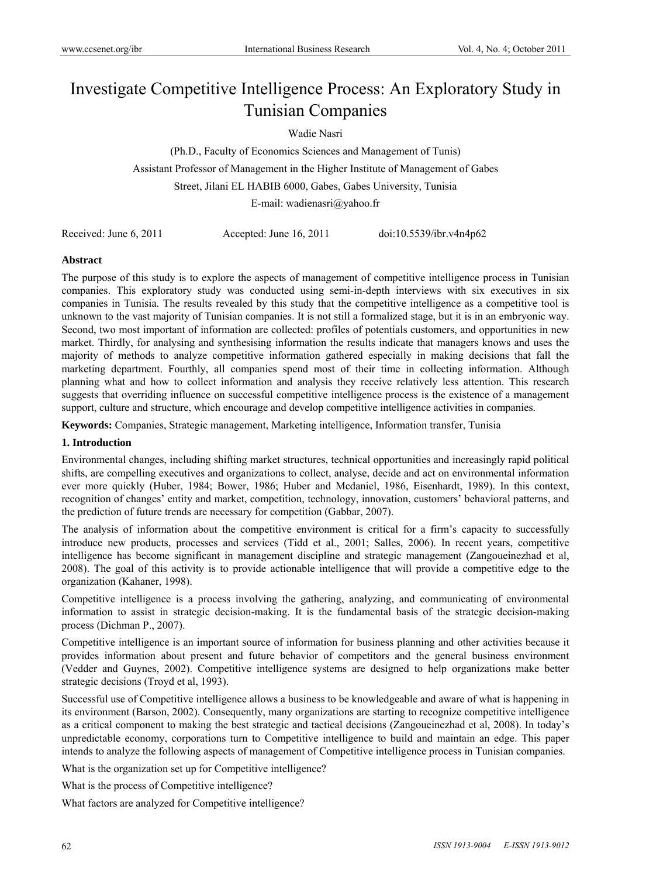# Investigate Competitive Intelligence Process: An Exploratory Study in Tunisian Companies

Wadie Nasri

(Ph.D., Faculty of Economics Sciences and Management of Tunis)

Assistant Professor of Management in the Higher Institute of Management of Gabes

Street, Jilani EL HABIB 6000, Gabes, Gabes University, Tunisia

E-mail: wadienasri@yahoo.fr

Received: June 6, 2011 Accepted: June 16, 2011 doi:10.5539/ibr.v4n4p62

**Abstract**

The purpose of this study is to explore the aspects of management of competitive intelligence process in Tunisian companies. This exploratory study was conducted using semi-in-depth interviews with six executives in six companies in Tunisia. The results revealed by this study that the competitive intelligence as a competitive tool is unknown to the vast majority of Tunisian companies. It is not still a formalized stage, but it is in an embryonic way. Second, two most important of information are collected: profiles of potentials customers, and opportunities in new market. Thirdly, for analysing and synthesising information the results indicate that managers knows and uses the majority of methods to analyze competitive information gathered especially in making decisions that fall the marketing department. Fourthly, all companies spend most of their time in collecting information. Although planning what and how to collect information and analysis they receive relatively less attention. This research suggests that overriding influence on successful competitive intelligence process is the existence of a management support, culture and structure, which encourage and develop competitive intelligence activities in companies.

**Keywords:** Companies, Strategic management, Marketing intelligence, Information transfer, Tunisia

## 1. Introduction

Environmental changes, including shifting market structures, technical opportunities and increasingly rapid political shifts, are compelling executives and organizations to collect, analyse, decide and act on environmental information ever more quickly (Huber, 1984; Bower, 1986; Huber and Mcdaniel, 1986, Eisenhardt, 1989). In this context, recognition of changes' entity and market, competition, technology, innovation, customers' behavioral patterns, and the prediction of future trends are necessary for competition (Gabbar, 2007).

The analysis of information about the competitive environment is critical for a firm's capacity to successfully introduce new products, processes and services (Tidd et al., 2001; Salles, 2006). In recent years, competitive intelligence has become significant in management discipline and strategic management (Zangoueinezhad et al, 2008). The goal of this activity is to provide actionable intelligence that will provide a competitive edge to the organization (Kahaner, 1998).

Competitive intelligence is a process involving the gathering, analyzing, and communicating of environmental information to assist in strategic decision-making. It is the fundamental basis of the strategic decision-making process (Dichman P., 2007).

Competitive intelligence is an important source of information for business planning and other activities because it provides information about present and future behavior of competitors and the general business environment (Vedder and Guynes, 2002). Competitive intelligence systems are designed to help organizations make better strategic decisions (Troyd et al, 1993).

Successful use of Competitive intelligence allows a business to be knowledgeable and aware of what is happening in its environment (Barson, 2002). Consequently, many organizations are starting to recognize competitive intelligence as a critical component to making the best strategic and tactical decisions (Zangoueinezhad et al, 2008). In today's unpredictable economy, corporations turn to Competitive intelligence to build and maintain an edge. This paper intends to analyze the following aspects of management of Competitive intelligence process in Tunisian companies.

What is the organization set up for Competitive intelligence?

What is the process of Competitive intelligence?

What factors are analyzed for Competitive intelligence?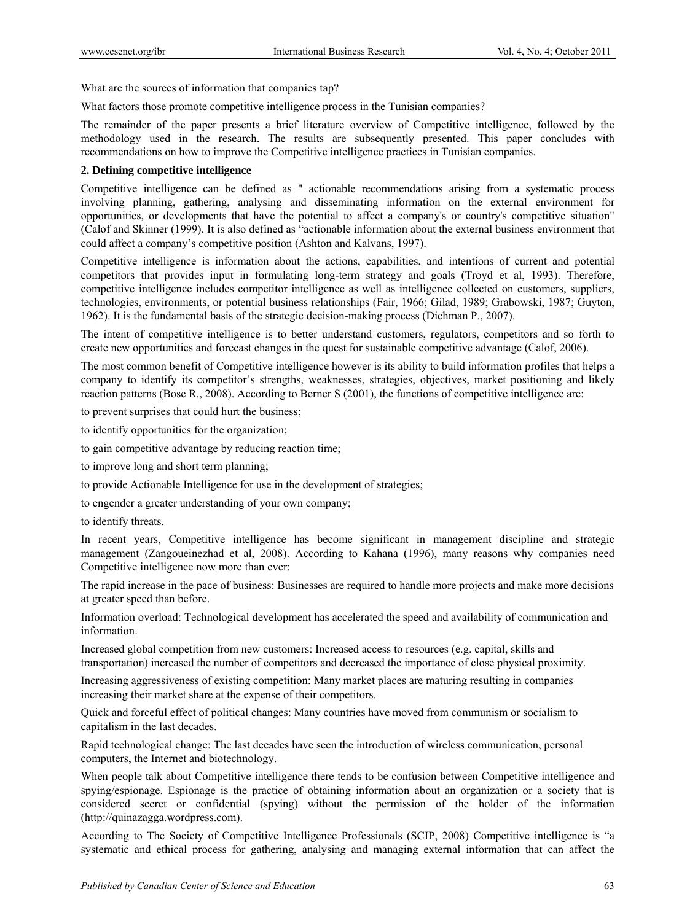What are the sources of information that companies tap?

What factors those promote competitive intelligence process in the Tunisian companies?

The remainder of the paper presents a brief literature overview of Competitive intelligence, followed by the methodology used in the research. The results are subsequently presented. This paper concludes with recommendations on how to improve the Competitive intelligence practices in Tunisian companies.

**2. Defining competitive intelligence**

Competitive intelligence can be defined as " actionable recommendations arising from a systematic process involving planning, gathering, analysing and disseminating information on the external environment for opportunities, or developments that have the potential to affect a company's or country's competitive situation" (Calof and Skinner (1999). It is also defined as "actionable information about the external business environment that could affect a company's competitive position (Ashton and Kalvans, 1997).

Competitive intelligence is information about the actions, capabilities, and intentions of current and potential competitors that provides input in formulating long-term strategy and goals (Troyd et al, 1993). Therefore, competitive intelligence includes competitor intelligence as well as intelligence collected on customers, suppliers, technologies, environments, or potential business relationships (Fair, 1966; Gilad, 1989; Grabowski, 1987; Guyton, 1962). It is the fundamental basis of the strategic decision-making process (Dichman P., 2007).

The intent of competitive intelligence is to better understand customers, regulators, competitors and so forth to create new opportunities and forecast changes in the quest for sustainable competitive advantage (Calof, 2006).

The most common benefit of Competitive intelligence however is its ability to build information profiles that helps a company to identify its competitor's strengths, weaknesses, strategies, objectives, market positioning and likely reaction patterns (Bose R., 2008). According to Berner S (2001), the functions of competitive intelligence are:

to prevent surprises that could hurt the business;

to identify opportunities for the organization;

to gain competitive advantage by reducing reaction time;

to improve long and short term planning;

to provide Actionable Intelligence for use in the development of strategies;

to engender a greater understanding of your own company;

to identify threats.

In recent years, Competitive intelligence has become significant in management discipline and strategic management (Zangoueinezhad et al, 2008). According to Kahana (1996), many reasons why companies need Competitive intelligence now more than ever:

The rapid increase in the pace of business: Businesses are required to handle more projects and make more decisions at greater speed than before.

Information overload: Technological development has accelerated the speed and availability of communication and information.

Increased global competition from new customers: Increased access to resources (e.g. capital, skills and transportation) increased the number of competitors and decreased the importance of close physical proximity.

Increasing aggressiveness of existing competition: Many market places are maturing resulting in companies increasing their market share at the expense of their competitors.

Quick and forceful effect of political changes: Many countries have moved from communism or socialism to capitalism in the last decades.

Rapid technological change: The last decades have seen the introduction of wireless communication, personal computers, the Internet and biotechnology.

When people talk about Competitive intelligence there tends to be confusion between Competitive intelligence and spying/espionage. Espionage is the practice of obtaining information about an organization or a society that is considered secret or confidential (spying) without the permission of the holder of the information (http://quinazagga.wordpress.com).

According to The Society of Competitive Intelligence Professionals (SCIP, 2008) Competitive intelligence is "a systematic and ethical process for gathering, analysing and managing external information that can affect the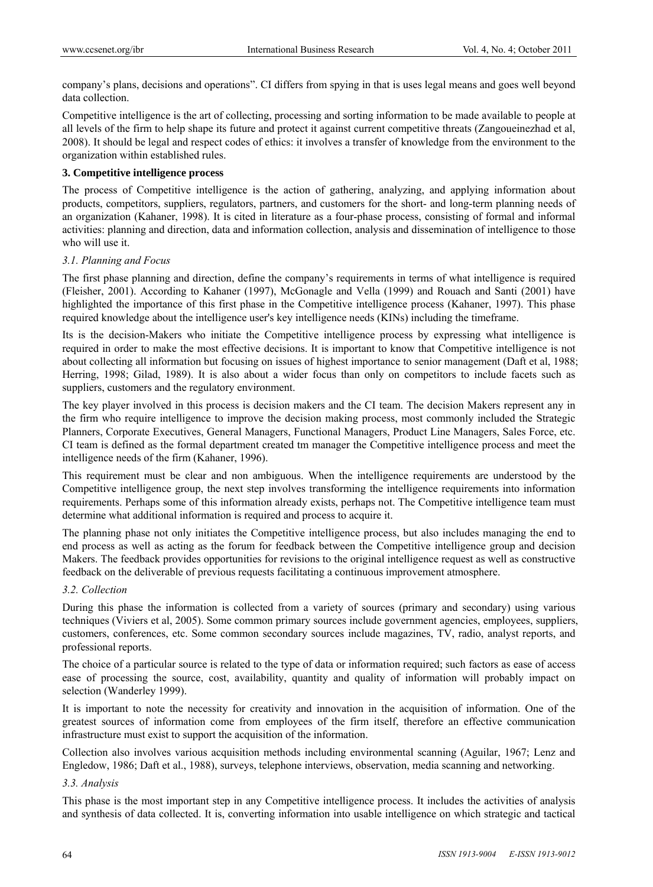company's plans, decisions and operations". CI differs from spying in that is uses legal means and goes well beyond data collection.

Competitive intelligence is the art of collecting, processing and sorting information to be made available to people at all levels of the firm to help shape its future and protect it against current competitive threats (Zangoueinezhad et al, 2008). It should be legal and respect codes of ethics: it involves a transfer of knowledge from the environment to the organization within established rules.

### 3. Competitive intelligence process

The process of Competitive intelligence is the action of gathering, analyzing, and applying information about products, competitors, suppliers, regulators, partners, and customers for the short- and long-term planning needs of an organization (Kahaner, 1998). It is cited in literature as a four-phase process, consisting of formal and informal activities: planning and direction, data and information collection, analysis and dissemination of intelligence to those who will use it.

#### *3.1. Planning and Focus*

The first phase planning and direction, define the company's requirements in terms of what intelligence is required (Fleisher, 2001). According to Kahaner (1997), McGonagle and Vella (1999) and Rouach and Santi (2001) have highlighted the importance of this first phase in the Competitive intelligence process (Kahaner, 1997). This phase required knowledge about the intelligence user's key intelligence needs (KINs) including the timeframe.

Its is the decision-Makers who initiate the Competitive intelligence process by expressing what intelligence is required in order to make the most effective decisions. It is important to know that Competitive intelligence is not about collecting all information but focusing on issues of highest importance to senior management (Daft et al, 1988; Herring, 1998; Gilad, 1989). It is also about a wider focus than only on competitors to include facets such as suppliers, customers and the regulatory environment.

The key player involved in this process is decision makers and the CI team. The decision Makers represent any in the firm who require intelligence to improve the decision making process, most commonly included the Strategic Planners, Corporate Executives, General Managers, Functional Managers, Product Line Managers, Sales Force, etc. CI team is defined as the formal department created tm manager the Competitive intelligence process and meet the intelligence needs of the firm (Kahaner, 1996).

This requirement must be clear and non ambiguous. When the intelligence requirements are understood by the Competitive intelligence group, the next step involves transforming the intelligence requirements into information requirements. Perhaps some of this information already exists, perhaps not. The Competitive intelligence team must determine what additional information is required and process to acquire it.

The planning phase not only initiates the Competitive intelligence process, but also includes managing the end to end process as well as acting as the forum for feedback between the Competitive intelligence group and decision Makers. The feedback provides opportunities for revisions to the original intelligence request as well as constructive feedback on the deliverable of previous requests facilitating a continuous improvement atmosphere.

#### *3.2. Collection*

During this phase the information is collected from a variety of sources (primary and secondary) using various techniques (Viviers et al, 2005). Some common primary sources include government agencies, employees, suppliers, customers, conferences, etc. Some common secondary sources include magazines, TV, radio, analyst reports, and professional reports.

The choice of a particular source is related to the type of data or information required; such factors as ease of access ease of processing the source, cost, availability, quantity and quality of information will probably impact on selection (Wanderley 1999).

It is important to note the necessity for creativity and innovation in the acquisition of information. One of the greatest sources of information come from employees of the firm itself, therefore an effective communication infrastructure must exist to support the acquisition of the information.

Collection also involves various acquisition methods including environmental scanning (Aguilar, 1967; Lenz and Engledow, 1986; Daft et al., 1988), surveys, telephone interviews, observation, media scanning and networking.

#### *3.3. Analysis*

This phase is the most important step in any Competitive intelligence process. It includes the activities of analysis and synthesis of data collected. It is, converting information into usable intelligence on which strategic and tactical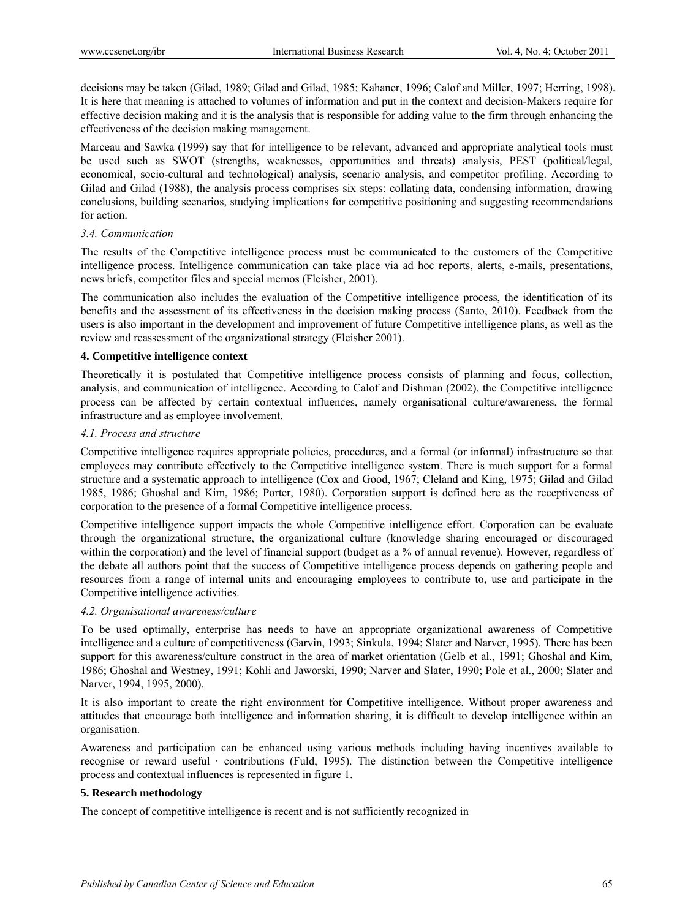decisions may be taken (Gilad, 1989; Gilad and Gilad, 1985; Kahaner, 1996; Calof and Miller, 1997; Herring, 1998). It is here that meaning is attached to volumes of information and put in the context and decision-Makers require for effective decision making and it is the analysis that is responsible for adding value to the firm through enhancing the effectiveness of the decision making management.

Marceau and Sawka (1999) say that for intelligence to be relevant, advanced and appropriate analytical tools must be used such as SWOT (strengths, weaknesses, opportunities and threats) analysis, PEST (political/legal, economical, socio-cultural and technological) analysis, scenario analysis, and competitor profiling. According to Gilad and Gilad (1988), the analysis process comprises six steps: collating data, condensing information, drawing conclusions, building scenarios, studying implications for competitive positioning and suggesting recommendations for action.

### *3.4. Communication*

The results of the Competitive intelligence process must be communicated to the customers of the Competitive intelligence process. Intelligence communication can take place via ad hoc reports, alerts, e-mails, presentations, news briefs, competitor files and special memos (Fleisher, 2001).

The communication also includes the evaluation of the Competitive intelligence process, the identification of its benefits and the assessment of its effectiveness in the decision making process (Santo, 2010). Feedback from the users is also important in the development and improvement of future Competitive intelligence plans, as well as the review and reassessment of the organizational strategy (Fleisher 2001).

## **4. Competitive intelligence context**

Theoretically it is postulated that Competitive intelligence process consists of planning and focus, collection, analysis, and communication of intelligence. According to Calof and Dishman (2002), the Competitive intelligence process can be affected by certain contextual influences, namely organisational culture/awareness, the formal infrastructure and as employee involvement.

### *4.1. Process and structure*

Competitive intelligence requires appropriate policies, procedures, and a formal (or informal) infrastructure so that employees may contribute effectively to the Competitive intelligence system. There is much support for a formal structure and a systematic approach to intelligence (Cox and Good, 1967; Cleland and King, 1975; Gilad and Gilad 1985, 1986; Ghoshal and Kim, 1986; Porter, 1980). Corporation support is defined here as the receptiveness of corporation to the presence of a formal Competitive intelligence process.

Competitive intelligence support impacts the whole Competitive intelligence effort. Corporation can be evaluate through the organizational structure, the organizational culture (knowledge sharing encouraged or discouraged within the corporation) and the level of financial support (budget as a % of annual revenue). However, regardless of the debate all authors point that the success of Competitive intelligence process depends on gathering people and resources from a range of internal units and encouraging employees to contribute to, use and participate in the Competitive intelligence activities.

### *4.2. Organisational awareness/culture*

To be used optimally, enterprise has needs to have an appropriate organizational awareness of Competitive intelligence and a culture of competitiveness (Garvin, 1993; Sinkula, 1994; Slater and Narver, 1995). There has been support for this awareness/culture construct in the area of market orientation (Gelb et al., 1991; Ghoshal and Kim, 1986; Ghoshal and Westney, 1991; Kohli and Jaworski, 1990; Narver and Slater, 1990; Pole et al., 2000; Slater and Narver, 1994, 1995, 2000).

It is also important to create the right environment for Competitive intelligence. Without proper awareness and attitudes that encourage both intelligence and information sharing, it is difficult to develop intelligence within an organisation.

Awareness and participation can be enhanced using various methods including having incentives available to recognise or reward useful · contributions (Fuld, 1995). The distinction between the Competitive intelligence process and contextual influences is represented in figure 1.

## **5. Research methodology**

The concept of competitive intelligence is recent and is not sufficiently recognized in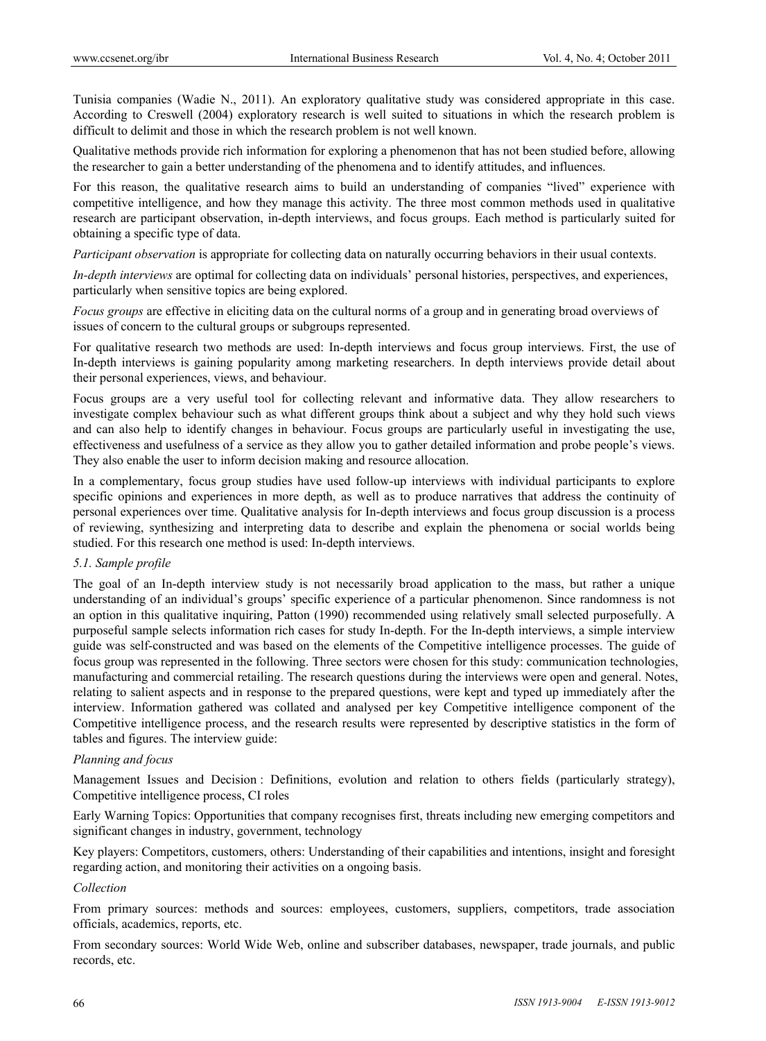Tunisia companies (Wadie N., 2011). An exploratory qualitative study was considered appropriate in this case. According to Creswell (2004) exploratory research is well suited to situations in which the research problem is difficult to delimit and those in which the research problem is not well known.

Qualitative methods provide rich information for exploring a phenomenon that has not been studied before, allowing the researcher to gain a better understanding of the phenomena and to identify attitudes, and influences.

For this reason, the qualitative research aims to build an understanding of companies "lived" experience with competitive intelligence, and how they manage this activity. The three most common methods used in qualitative research are participant observation, in-depth interviews, and focus groups. Each method is particularly suited for obtaining a specific type of data.

*Participant observation* is appropriate for collecting data on naturally occurring behaviors in their usual contexts.

*In-depth interviews* are optimal for collecting data on individuals' personal histories, perspectives, and experiences, particularly when sensitive topics are being explored.

*Focus groups* are effective in eliciting data on the cultural norms of a group and in generating broad overviews of issues of concern to the cultural groups or subgroups represented.

For qualitative research two methods are used: In-depth interviews and focus group interviews. First, the use of In-depth interviews is gaining popularity among marketing researchers. In depth interviews provide detail about their personal experiences, views, and behaviour.

Focus groups are a very useful tool for collecting relevant and informative data. They allow researchers to investigate complex behaviour such as what different groups think about a subject and why they hold such views and can also help to identify changes in behaviour. Focus groups are particularly useful in investigating the use, effectiveness and usefulness of a service as they allow you to gather detailed information and probe people's views. They also enable the user to inform decision making and resource allocation.

In a complementary, focus group studies have used follow-up interviews with individual participants to explore specific opinions and experiences in more depth, as well as to produce narratives that address the continuity of personal experiences over time. Qualitative analysis for In-depth interviews and focus group discussion is a process of reviewing, synthesizing and interpreting data to describe and explain the phenomena or social worlds being studied. For this research one method is used: In-depth interviews.

### *5.1. Sample profile*

The goal of an In-depth interview study is not necessarily broad application to the mass, but rather a unique understanding of an individual's groups' specific experience of a particular phenomenon. Since randomness is not an option in this qualitative inquiring, Patton (1990) recommended using relatively small selected purposefully. A purposeful sample selects information rich cases for study In-depth. For the In-depth interviews, a simple interview guide was self-constructed and was based on the elements of the Competitive intelligence processes. The guide of focus group was represented in the following. Three sectors were chosen for this study: communication technologies, manufacturing and commercial retailing. The research questions during the interviews were open and general. Notes, relating to salient aspects and in response to the prepared questions, were kept and typed up immediately after the interview. Information gathered was collated and analysed per key Competitive intelligence component of the Competitive intelligence process, and the research results were represented by descriptive statistics in the form of tables and figures. The interview guide:

*Planning and focus*

Management Issues and Decision : Definitions, evolution and relation to others fields (particularly strategy), Competitive intelligence process, CI roles

Early Warning Topics: Opportunities that company recognises first, threats including new emerging competitors and significant changes in industry, government, technology

Key players: Competitors, customers, others: Understanding of their capabilities and intentions, insight and foresight regarding action, and monitoring their activities on a ongoing basis.

*Collection*

From primary sources: methods and sources: employees, customers, suppliers, competitors, trade association officials, academics, reports, etc.

From secondary sources: World Wide Web, online and subscriber databases, newspaper, trade journals, and public records, etc.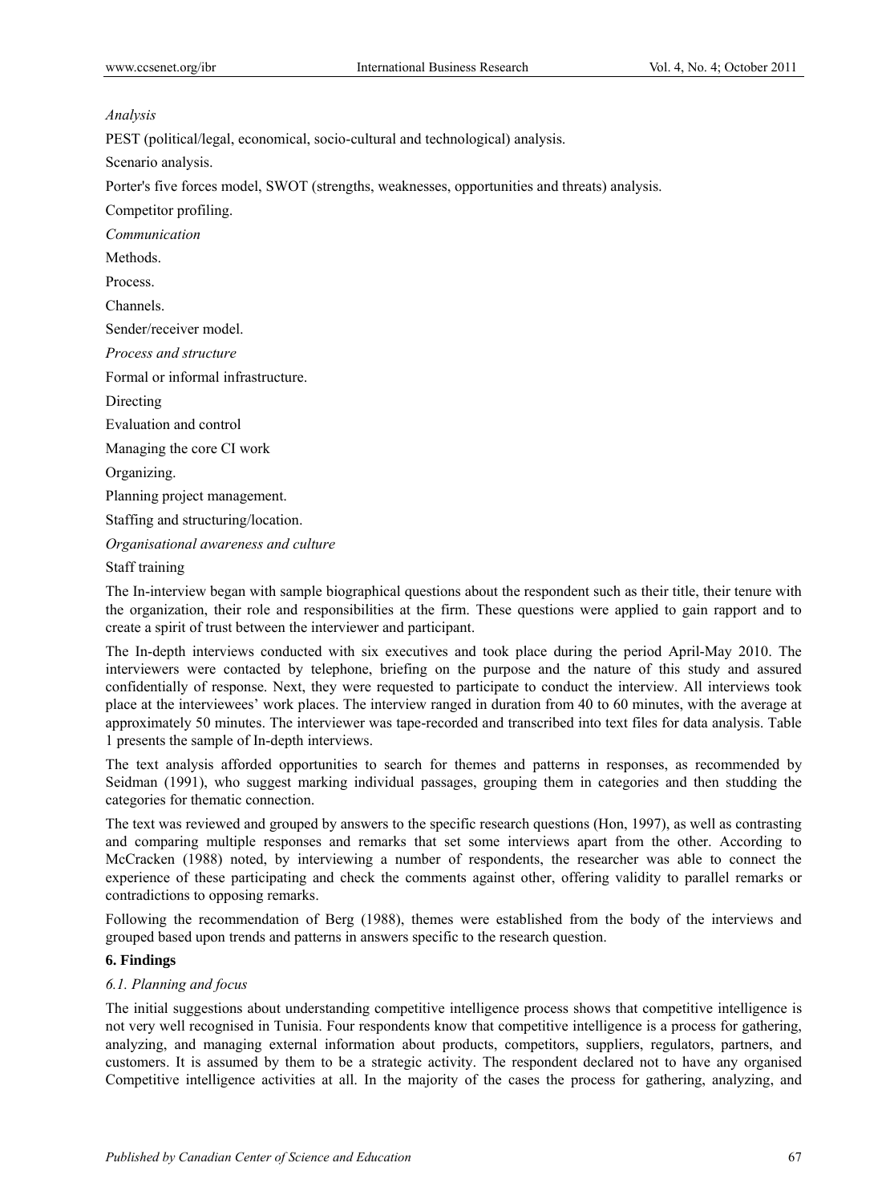*Analysis*

PEST (political/legal, economical, socio-cultural and technological) analysis.

Scenario analysis.

Porter's five forces model, SWOT (strengths, weaknesses, opportunities and threats) analysis.

Competitor profiling.

*Communication*

Methods.

Process.

Channels.

Sender/receiver model.

*Process and structure*

Formal or informal infrastructure.

Directing

Evaluation and control

Managing the core CI work

Organizing.

Planning project management.

Staffing and structuring/location.

*Organisational awareness and culture*

Staff training

The In-interview began with sample biographical questions about the respondent such as their title, their tenure with the organization, their role and responsibilities at the firm. These questions were applied to gain rapport and to create a spirit of trust between the interviewer and participant.

The In-depth interviews conducted with six executives and took place during the period April-May 2010. The interviewers were contacted by telephone, briefing on the purpose and the nature of this study and assured confidentially of response. Next, they were requested to participate to conduct the interview. All interviews took place at the interviewees' work places. The interview ranged in duration from 40 to 60 minutes, with the average at approximately 50 minutes. The interviewer was tape-recorded and transcribed into text files for data analysis. Table 1 presents the sample of In-depth interviews.

The text analysis afforded opportunities to search for themes and patterns in responses, as recommended by Seidman (1991), who suggest marking individual passages, grouping them in categories and then studding the categories for thematic connection.

The text was reviewed and grouped by answers to the specific research questions (Hon, 1997), as well as contrasting and comparing multiple responses and remarks that set some interviews apart from the other. According to McCracken (1988) noted, by interviewing a number of respondents, the researcher was able to connect the experience of these participating and check the comments against other, offering validity to parallel remarks or contradictions to opposing remarks.

Following the recommendation of Berg (1988), themes were established from the body of the interviews and grouped based upon trends and patterns in answers specific to the research question.

## 6. Findings

### *6.1. Planning and focus*

The initial suggestions about understanding competitive intelligence process shows that competitive intelligence is not very well recognised in Tunisia. Four respondents know that competitive intelligence is a process for gathering, analyzing, and managing external information about products, competitors, suppliers, regulators, partners, and customers. It is assumed by them to be a strategic activity. The respondent declared not to have any organised Competitive intelligence activities at all. In the majority of the cases the process for gathering, analyzing, and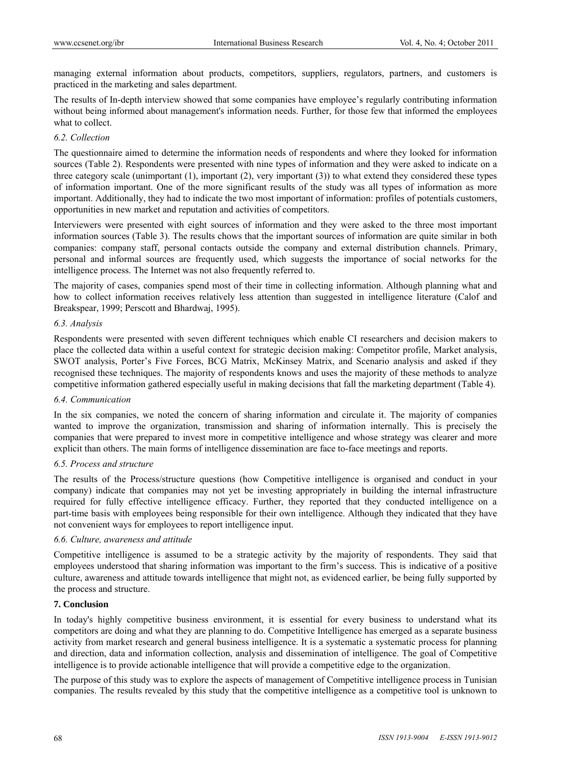managing external information about products, competitors, suppliers, regulators, partners, and customers is practiced in the marketing and sales department.

The results of In-depth interview showed that some companies have employee's regularly contributing information without being informed about management's information needs. Further, for those few that informed the employees what to collect.

### *6.2. Collection*

The questionnaire aimed to determine the information needs of respondents and where they looked for information sources (Table 2). Respondents were presented with nine types of information and they were asked to indicate on a three category scale (unimportant (1), important (2), very important (3)) to what extend they considered these types of information important. One of the more significant results of the study was all types of information as more important. Additionally, they had to indicate the two most important of information: profiles of potentials customers, opportunities in new market and reputation and activities of competitors.

Interviewers were presented with eight sources of information and they were asked to the three most important information sources (Table 3). The results chows that the important sources of information are quite similar in both companies: company staff, personal contacts outside the company and external distribution channels. Primary, personal and informal sources are frequently used, which suggests the importance of social networks for the intelligence process. The Internet was not also frequently referred to.

The majority of cases, companies spend most of their time in collecting information. Although planning what and how to collect information receives relatively less attention than suggested in intelligence literature (Calof and Breakspear, 1999; Perscott and Bhardwaj, 1995).

### *6.3. Analysis*

Respondents were presented with seven different techniques which enable CI researchers and decision makers to place the collected data within a useful context for strategic decision making: Competitor profile, Market analysis, SWOT analysis, Porter's Five Forces, BCG Matrix, McKinsey Matrix, and Scenario analysis and asked if they recognised these techniques. The majority of respondents knows and uses the majority of these methods to analyze competitive information gathered especially useful in making decisions that fall the marketing department (Table 4).

### *6.4. Communication*

In the six companies, we noted the concern of sharing information and circulate it. The majority of companies wanted to improve the organization, transmission and sharing of information internally. This is precisely the companies that were prepared to invest more in competitive intelligence and whose strategy was clearer and more explicit than others. The main forms of intelligence dissemination are face to-face meetings and reports.

### *6.5. Process and structure*

The results of the Process/structure questions (how Competitive intelligence is organised and conduct in your company) indicate that companies may not yet be investing appropriately in building the internal infrastructure required for fully effective intelligence efficacy. Further, they reported that they conducted intelligence on a part-time basis with employees being responsible for their own intelligence. Although they indicated that they have not convenient ways for employees to report intelligence input.

### *6.6. Culture, awareness and attitude*

Competitive intelligence is assumed to be a strategic activity by the majority of respondents. They said that employees understood that sharing information was important to the firm's success. This is indicative of a positive culture, awareness and attitude towards intelligence that might not, as evidenced earlier, be being fully supported by the process and structure.

## **7. Conclusion**

In today's highly competitive business environment, it is essential for every business to understand what its competitors are doing and what they are planning to do. Competitive Intelligence has emerged as a separate business activity from market research and general business intelligence. It is a systematic a systematic process for planning and direction, data and information collection, analysis and dissemination of intelligence. The goal of Competitive intelligence is to provide actionable intelligence that will provide a competitive edge to the organization.

The purpose of this study was to explore the aspects of management of Competitive intelligence process in Tunisian companies. The results revealed by this study that the competitive intelligence as a competitive tool is unknown to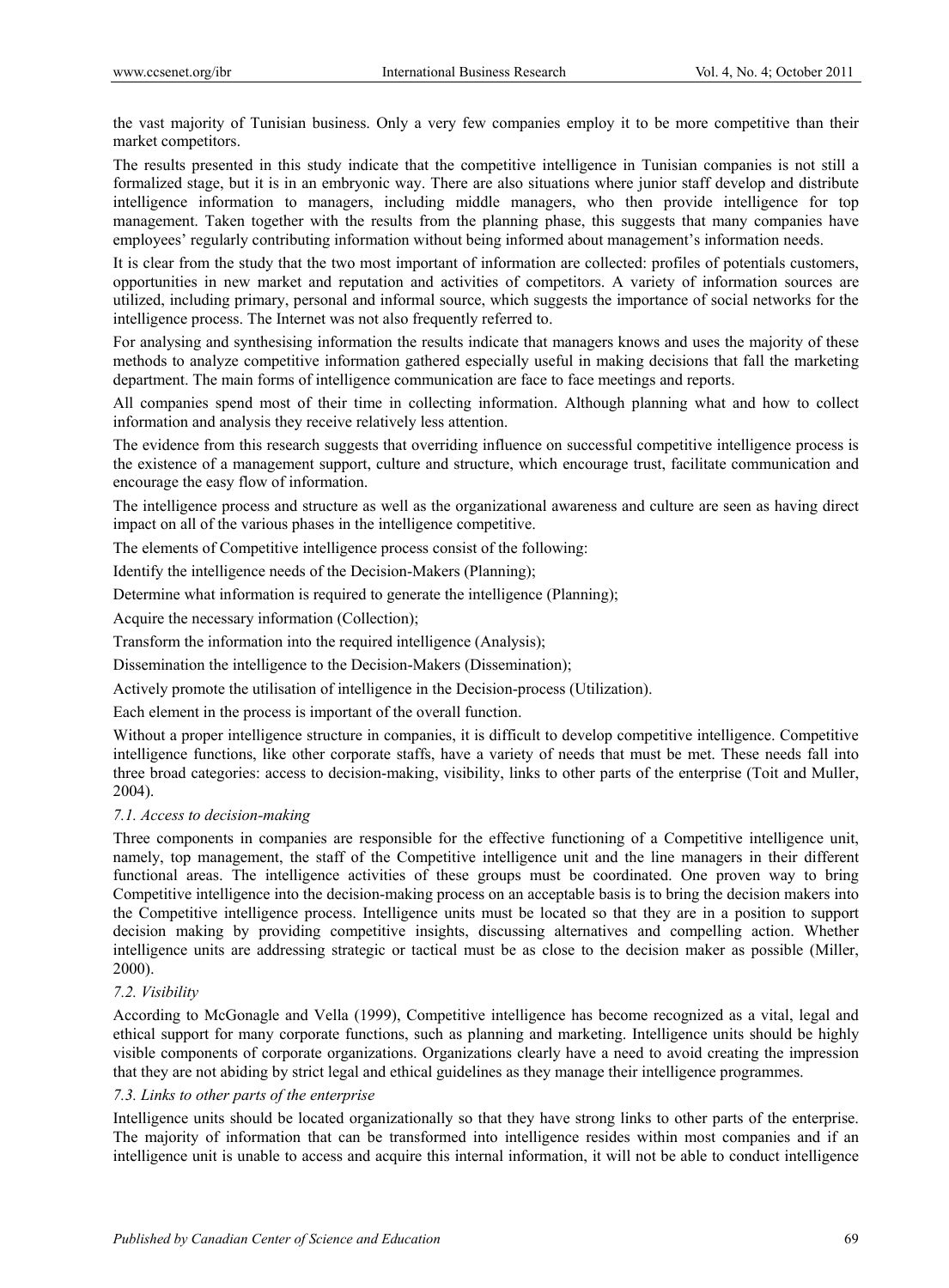the vast majority of Tunisian business. Only a very few companies employ it to be more competitive than their market competitors.

The results presented in this study indicate that the competitive intelligence in Tunisian companies is not still a formalized stage, but it is in an embryonic way. There are also situations where junior staff develop and distribute intelligence information to managers, including middle managers, who then provide intelligence for top management. Taken together with the results from the planning phase, this suggests that many companies have employees' regularly contributing information without being informed about management's information needs.

It is clear from the study that the two most important of information are collected: profiles of potentials customers, opportunities in new market and reputation and activities of competitors. A variety of information sources are utilized, including primary, personal and informal source, which suggests the importance of social networks for the intelligence process. The Internet was not also frequently referred to.

For analysing and synthesising information the results indicate that managers knows and uses the majority of these methods to analyze competitive information gathered especially useful in making decisions that fall the marketing department. The main forms of intelligence communication are face to face meetings and reports.

All companies spend most of their time in collecting information. Although planning what and how to collect information and analysis they receive relatively less attention.

The evidence from this research suggests that overriding influence on successful competitive intelligence process is the existence of a management support, culture and structure, which encourage trust, facilitate communication and encourage the easy flow of information.

The intelligence process and structure as well as the organizational awareness and culture are seen as having direct impact on all of the various phases in the intelligence competitive.

The elements of Competitive intelligence process consist of the following:

Identify the intelligence needs of the Decision-Makers (Planning);

Determine what information is required to generate the intelligence (Planning);

Acquire the necessary information (Collection);

Transform the information into the required intelligence (Analysis);

Dissemination the intelligence to the Decision-Makers (Dissemination);

Actively promote the utilisation of intelligence in the Decision-process (Utilization).

Each element in the process is important of the overall function.

Without a proper intelligence structure in companies, it is difficult to develop competitive intelligence. Competitive intelligence functions, like other corporate staffs, have a variety of needs that must be met. These needs fall into three broad categories: access to decision-making, visibility, links to other parts of the enterprise (Toit and Muller, 2004).

### *7.1. Access to decision-making*

Three components in companies are responsible for the effective functioning of a Competitive intelligence unit, namely, top management, the staff of the Competitive intelligence unit and the line managers in their different functional areas. The intelligence activities of these groups must be coordinated. One proven way to bring Competitive intelligence into the decision-making process on an acceptable basis is to bring the decision makers into the Competitive intelligence process. Intelligence units must be located so that they are in a position to support decision making by providing competitive insights, discussing alternatives and compelling action. Whether intelligence units are addressing strategic or tactical must be as close to the decision maker as possible (Miller, 2000).

### *7.2. Visibility*

According to McGonagle and Vella (1999), Competitive intelligence has become recognized as a vital, legal and ethical support for many corporate functions, such as planning and marketing. Intelligence units should be highly visible components of corporate organizations. Organizations clearly have a need to avoid creating the impression that they are not abiding by strict legal and ethical guidelines as they manage their intelligence programmes.

### *7.3. Links to other parts of the enterprise*

Intelligence units should be located organizationally so that they have strong links to other parts of the enterprise. The majority of information that can be transformed into intelligence resides within most companies and if an intelligence unit is unable to access and acquire this internal information, it will not be able to conduct intelligence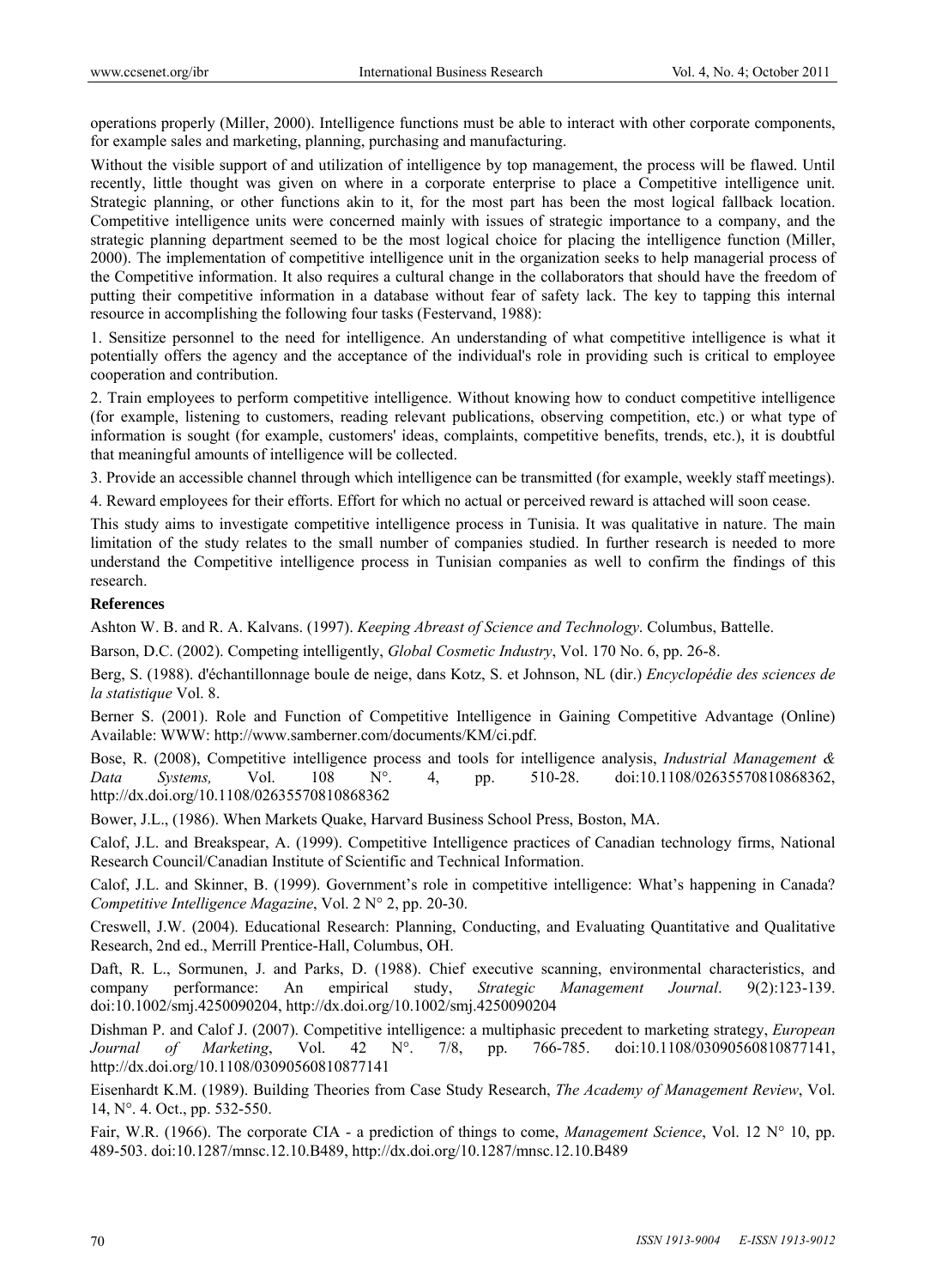operations properly (Miller, 2000). Intelligence functions must be able to interact with other corporate components, for example sales and marketing, planning, purchasing and manufacturing.

Without the visible support of and utilization of intelligence by top management, the process will be flawed. Until recently, little thought was given on where in a corporate enterprise to place a Competitive intelligence unit. Strategic planning, or other functions akin to it, for the most part has been the most logical fallback location. Competitive intelligence units were concerned mainly with issues of strategic importance to a company, and the strategic planning department seemed to be the most logical choice for placing the intelligence function (Miller, 2000). The implementation of competitive intelligence unit in the organization seeks to help managerial process of the Competitive information. It also requires a cultural change in the collaborators that should have the freedom of putting their competitive information in a database without fear of safety lack. The key to tapping this internal resource in accomplishing the following four tasks (Festervand, 1988):

1. Sensitize personnel to the need for intelligence. An understanding of what competitive intelligence is what it potentially offers the agency and the acceptance of the individual's role in providing such is critical to employee cooperation and contribution.

2. Train employees to perform competitive intelligence. Without knowing how to conduct competitive intelligence (for example, listening to customers, reading relevant publications, observing competition, etc.) or what type of information is sought (for example, customers' ideas, complaints, competitive benefits, trends, etc.), it is doubtful that meaningful amounts of intelligence will be collected.

3. Provide an accessible channel through which intelligence can be transmitted (for example, weekly staff meetings).

4. Reward employees for their efforts. Effort for which no actual or perceived reward is attached will soon cease.

This study aims to investigate competitive intelligence process in Tunisia. It was qualitative in nature. The main limitation of the study relates to the small number of companies studied. In further research is needed to more understand the Competitive intelligence process in Tunisian companies as well to confirm the findings of this research.

**References**

Ashton W. B. and R. A. Kalvans. (1997). *Keeping Abreast of Science and Technology*. Columbus, Battelle.

Barson, D.C. (2002). Competing intelligently, *Global Cosmetic Industry*, Vol. 170 No. 6, pp. 26-8.

Berg, S. (1988). d'échantillonnage boule de neige, dans Kotz, S. et Johnson, NL (dir.) *Encyclopédie des sciences de la statistique* Vol. 8.

Berner S. (2001). Role and Function of Competitive Intelligence in Gaining Competitive Advantage (Online) Available: WWW: http://www.samberner.com/documents/KM/ci.pdf.

Bose, R. (2008), Competitive intelligence process and tools for intelligence analysis, *Industrial Management & Data Systems,* Vol. 108 N°. 4, pp. 510-28. doi:10.1108/02635570810868362, http://dx.doi.org/10.1108/02635570810868362

Bower, J.L., (1986). When Markets Quake, Harvard Business School Press, Boston, MA.

Calof, J.L. and Breakspear, A. (1999). Competitive Intelligence practices of Canadian technology firms, National Research Council/Canadian Institute of Scientific and Technical Information.

Calof, J.L. and Skinner, B. (1999). Government's role in competitive intelligence: What's happening in Canada? *Competitive Intelligence Magazine*, Vol. 2 N° 2, pp. 20-30.

Creswell, J.W. (2004). Educational Research: Planning, Conducting, and Evaluating Quantitative and Qualitative Research, 2nd ed., Merrill Prentice-Hall, Columbus, OH.

Daft, R. L., Sormunen, J. and Parks, D. (1988). Chief executive scanning, environmental characteristics, and company performance: An empirical study, *Strategic Management Journal*. 9(2):123-139. doi:10.1002/smj.4250090204, http://dx.doi.org/10.1002/smj.4250090204

Dishman P. and Calof J. (2007). Competitive intelligence: a multiphasic precedent to marketing strategy, *European Journal of Marketing*, Vol. 42 N°. 7/8, pp. 766-785. doi:10.1108/03090560810877141, http://dx.doi.org/10.1108/03090560810877141

Eisenhardt K.M. (1989). Building Theories from Case Study Research, *The Academy of Management Review*, Vol. 14, N°. 4. Oct., pp. 532-550.

Fair, W.R. (1966). The corporate CIA - a prediction of things to come, *Management Science*, Vol. 12 N° 10, pp. 489-503. doi:10.1287/mnsc.12.10.B489, http://dx.doi.org/10.1287/mnsc.12.10.B489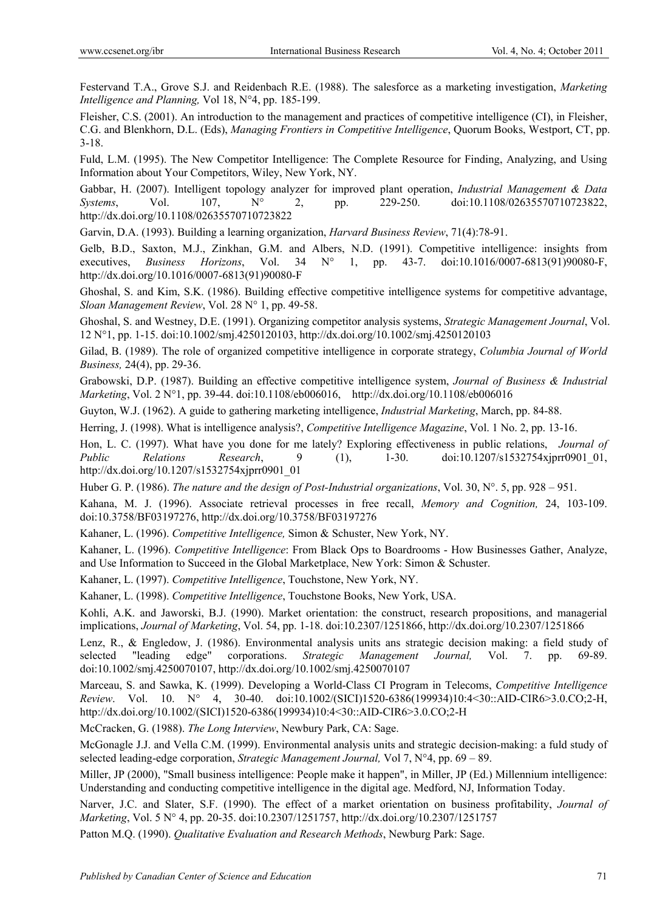Festervand T.A., Grove S.J. and Reidenbach R.E. (1988). The salesforce as a marketing investigation, *Marketing Intelligence and Planning,* Vol 18, N°4, pp. 185-199.

Fleisher, C.S. (2001). An introduction to the management and practices of competitive intelligence (CI), in Fleisher, C.G. and Blenkhorn, D.L. (Eds), *Managing Frontiers in Competitive Intelligence*, Quorum Books, Westport, CT, pp. 3-18.

Fuld, L.M. (1995). The New Competitor Intelligence: The Complete Resource for Finding, Analyzing, and Using Information about Your Competitors, Wiley, New York, NY.

Gabbar, H. (2007). Intelligent topology analyzer for improved plant operation, *Industrial Management & Data Systems*, Vol. 107, N° 2, pp. 229-250. doi:10.1108/02635570710723822, http://dx.doi.org/10.1108/02635570710723822

Garvin, D.A. (1993). Building a learning organization, *Harvard Business Review*, 71(4):78-91.

Gelb, B.D., Saxton, M.J., Zinkhan, G.M. and Albers, N.D. (1991). Competitive intelligence: insights from executives, *Business Horizons*, Vol. 34 N° 1, pp. 43-7. doi:10.1016/0007-6813(91)90080-F, http://dx.doi.org/10.1016/0007-6813(91)90080-F

Ghoshal, S. and Kim, S.K. (1986). Building effective competitive intelligence systems for competitive advantage, *Sloan Management Review*, Vol. 28 N° 1, pp. 49-58.

Ghoshal, S. and Westney, D.E. (1991). Organizing competitor analysis systems, *Strategic Management Journal*, Vol. 12 N°1, pp. 1-15. doi:10.1002/smj.4250120103, http://dx.doi.org/10.1002/smj.4250120103

Gilad, B. (1989). The role of organized competitive intelligence in corporate strategy, *Columbia Journal of World Business,* 24(4), pp. 29-36.

Grabowski, D.P. (1987). Building an effective competitive intelligence system, *Journal of Business & Industrial Marketing*, Vol. 2 N°1, pp. 39-44. doi:10.1108/eb006016, http://dx.doi.org/10.1108/eb006016

Guyton, W.J. (1962). A guide to gathering marketing intelligence, *Industrial Marketing*, March, pp. 84-88.

Herring, J. (1998). What is intelligence analysis?, *Competitive Intelligence Magazine*, Vol. 1 No. 2, pp. 13-16.

Hon, L. C. (1997). What have you done for me lately? Exploring effectiveness in public relations, *Journal of Public Relations Research*, 9 (1), 1-30. doi:10.1207/s1532754xjprr0901_01, http://dx.doi.org/10.1207/s1532754xjprr0901_01

Huber G. P. (1986). *The nature and the design of Post-Industrial organizations*, Vol. 30, N°. 5, pp. 928 – 951.

Kahana, M. J. (1996). Associate retrieval processes in free recall, *Memory and Cognition,* 24, 103-109. doi:10.3758/BF03197276, http://dx.doi.org/10.3758/BF03197276

Kahaner, L. (1996). *Competitive Intelligence,* Simon & Schuster, New York, NY.

Kahaner, L. (1996). *Competitive Intelligence*: From Black Ops to Boardrooms - How Businesses Gather, Analyze, and Use Information to Succeed in the Global Marketplace, New York: Simon & Schuster.

Kahaner, L. (1997). *Competitive Intelligence*, Touchstone, New York, NY.

Kahaner, L. (1998). *Competitive Intelligence*, Touchstone Books, New York, USA.

Kohli, A.K. and Jaworski, B.J. (1990). Market orientation: the construct, research propositions, and managerial implications, *Journal of Marketing*, Vol. 54, pp. 1-18. doi:10.2307/1251866, http://dx.doi.org/10.2307/1251866

Lenz, R., & Engledow, J. (1986). Environmental analysis units ans strategic decision making: a field study of selected "leading edge" corporations. *Strategic Management Journal,* Vol. 7. pp. 69-89. doi:10.1002/smj.4250070107, http://dx.doi.org/10.1002/smj.4250070107

Marceau, S. and Sawka, K. (1999). Developing a World-Class CI Program in Telecoms, *Competitive Intelligence Review*. Vol. 10. N° 4, 30-40. doi:10.1002/(SICI)1520-6386(199934)10:4<30::AID-CIR6>3.0.CO;2-H, http://dx.doi.org/10.1002/(SICI)1520-6386(199934)10:4<30::AID-CIR6>3.0.CO;2-H

McCracken, G. (1988). *The Long Interview*, Newbury Park, CA: Sage.

McGonagle J.J. and Vella C.M. (1999). Environmental analysis units and strategic decision-making: a fuld study of selected leading-edge corporation, *Strategic Management Journal,* Vol 7, N°4, pp. 69 – 89.

Miller, JP (2000), "Small business intelligence: People make it happen", in Miller, JP (Ed.) Millennium intelligence: Understanding and conducting competitive intelligence in the digital age. Medford, NJ, Information Today.

Narver, J.C. and Slater, S.F. (1990). The effect of a market orientation on business profitability, *Journal of Marketing*, Vol. 5 N° 4, pp. 20-35. doi:10.2307/1251757, http://dx.doi.org/10.2307/1251757

Patton M.Q. (1990). *Qualitative Evaluation and Research Methods*, Newburg Park: Sage.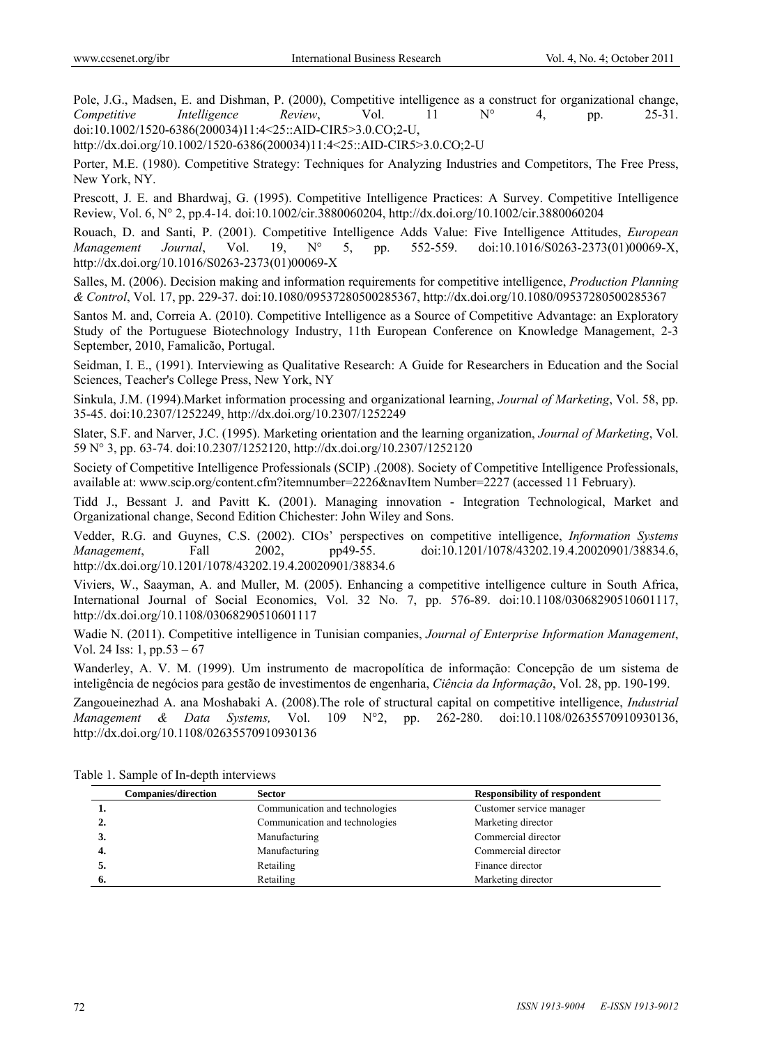Pole, J.G., Madsen, E. and Dishman, P. (2000), Competitive intelligence as a construct for organizational change, *Competitive Intelligence Review*, Vol. 11 N° 4, pp. 25-31. doi:10.1002/1520-6386(200034)11:4<25::AID-CIR5>3.0.CO;2-U, http://dx.doi.org/10.1002/1520-6386(200034)11:4<25::AID-CIR5>3.0.CO;2-U

Porter, M.E. (1980). Competitive Strategy: Techniques for Analyzing Industries and Competitors, The Free Press, New York, NY.

Prescott, J. E. and Bhardwaj, G. (1995). Competitive Intelligence Practices: A Survey. Competitive Intelligence Review, Vol. 6, N° 2, pp.4-14. doi:10.1002/cir.3880060204, http://dx.doi.org/10.1002/cir.3880060204

Rouach, D. and Santi, P. (2001). Competitive Intelligence Adds Value: Five Intelligence Attitudes, *European Management Journal*, Vol. 19, N° 5, pp. 552-559. doi:10.1016/S0263-2373(01)00069-X, http://dx.doi.org/10.1016/S0263-2373(01)00069-X

Salles, M. (2006). Decision making and information requirements for competitive intelligence, *Production Planning & Control*, Vol. 17, pp. 229-37. doi:10.1080/09537280500285367, http://dx.doi.org/10.1080/09537280500285367

Santos M. and, Correia A. (2010). Competitive Intelligence as a Source of Competitive Advantage: an Exploratory Study of the Portuguese Biotechnology Industry, 11th European Conference on Knowledge Management, 2-3 September, 2010, Famalicão, Portugal.

Seidman, I. E., (1991). Interviewing as Qualitative Research: A Guide for Researchers in Education and the Social Sciences, Teacher's College Press, New York, NY

Sinkula, J.M. (1994).Market information processing and organizational learning, *Journal of Marketing*, Vol. 58, pp. 35-45. doi:10.2307/1252249, http://dx.doi.org/10.2307/1252249

Slater, S.F. and Narver, J.C. (1995). Marketing orientation and the learning organization, *Journal of Marketing*, Vol. 59 N° 3, pp. 63-74. doi:10.2307/1252120, http://dx.doi.org/10.2307/1252120

Society of Competitive Intelligence Professionals (SCIP) .(2008). Society of Competitive Intelligence Professionals, available at: www.scip.org/content.cfm?itemnumber=2226&navItem Number=2227 (accessed 11 February).

Tidd J., Bessant J. and Pavitt K. (2001). Managing innovation - Integration Technological, Market and Organizational change, Second Edition Chichester: John Wiley and Sons.

Vedder, R.G. and Guynes, C.S. (2002). CIOs' perspectives on competitive intelligence, *Information Systems Management*, Fall 2002, pp49-55. doi:10.1201/1078/43202.19.4.20020901/38834.6, http://dx.doi.org/10.1201/1078/43202.19.4.20020901/38834.6

Viviers, W., Saayman, A. and Muller, M. (2005). Enhancing a competitive intelligence culture in South Africa, International Journal of Social Economics, Vol. 32 No. 7, pp. 576-89. doi:10.1108/03068290510601117, http://dx.doi.org/10.1108/03068290510601117

Wadie N. (2011). Competitive intelligence in Tunisian companies, *Journal of Enterprise Information Management*, Vol. 24 Iss: 1, pp.53 – 67

Wanderley, A. V. M. (1999). Um instrumento de macropolítica de informação: Concepção de um sistema de inteligência de negócios para gestão de investimentos de engenharia, *Ciência da Informação*, Vol. 28, pp. 190-199.

Zangoueinezhad A. ana Moshabaki A. (2008).The role of structural capital on competitive intelligence, *Industrial Management & Data Systems,* Vol. 109 N°2, pp. 262-280. doi:10.1108/02635570910930136, http://dx.doi.org/10.1108/02635570910930136

Table 1. Sample of In-depth interviews

| Companies/direction | Sector | Responsibility of respondent |
|---|---|---|
| 1. | Communication and technologies | Customer service manager |
| 2. | Communication and technologies | Marketing director |
| 3. | Manufacturing | Commercial director |
| 4. | Manufacturing | Commercial director |
| 5. | Retailing | Finance director |
| 6. | Retailing | Marketing director |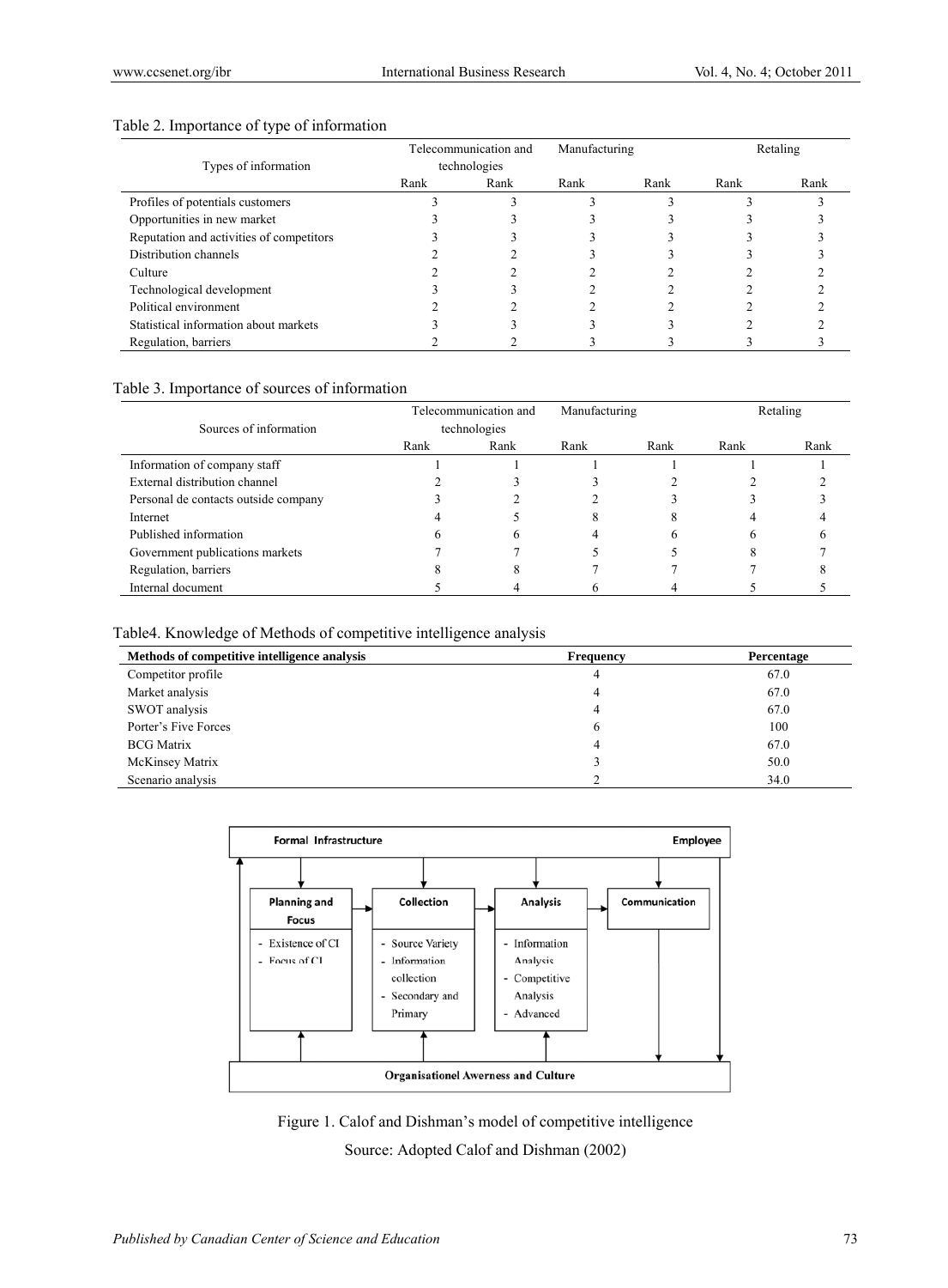Table 2. Importance of type of information

| Types of information | Telecommunication and technologies | | Manufacturing | | Retaling | |
|---|---|---|---|---|---|---|
| | Rank | Rank | Rank | Rank | Rank | Rank |
| Profiles of potentials customers | 3 | 3 | 3 | 3 | 3 | 3 |
| Opportunities in new market | 3 | 3 | 3 | 3 | 3 | 3 |
| Reputation and activities of competitors | 3 | 3 | 3 | 3 | 3 | 3 |
| Distribution channels | 2 | 2 | 3 | 3 | 3 | 3 |
| Culture | 2 | 2 | 2 | 2 | 2 | 2 |
| Technological development | 3 | 3 | 2 | 2 | 2 | 2 |
| Political environment | 2 | 2 | 2 | 2 | 2 | 2 |
| Statistical information about markets | 3 | 3 | 3 | 3 | 2 | 2 |
| Regulation, barriers | 2 | 2 | 3 | 3 | 3 | 3 |

Table 3. Importance of sources of information

| Sources of information | Telecommunication and technologies | | Manufacturing | | Retaling | |
|---|---|---|---|---|---|---|
| | Rank | Rank | Rank | Rank | Rank | Rank |
| Information of company staff | 1 | 1 | 1 | 1 | 1 | 1 |
| External distribution channel | 2 | 3 | 3 | 2 | 2 | 2 |
| Personal de contacts outside company | 3 | 2 | 2 | 3 | 3 | 3 |
| Internet | 4 | 5 | 8 | 8 | 4 | 4 |
| Published information | 6 | 6 | 4 | 6 | 6 | 6 |
| Government publications markets | 7 | 7 | 5 | 5 | 8 | 7 |
| Regulation, barriers | 8 | 8 | 7 | 7 | 7 | 8 |
| Internal document | 5 | 4 | 6 | 4 | 5 | 5 |

Table4. Knowledge of Methods of competitive intelligence analysis

| Methods of competitive intelligence analysis | Frequency | Percentage |
|---|---|---|
| Competitor profile | 4 | 67.0 |
| Market analysis | 4 | 67.0 |
| SWOT analysis | 4 | 67.0 |
| Porter's Five Forces | 6 | 100 |
| BCG Matrix | 4 | 67.0 |
| McKinsey Matrix | 3 | 50.0 |
| Scenario analysis | 2 | 34.0 |

Formal Infrastructure
Employee
Planning and Focus
- Existence of CI
- Focus of CI
Collection
- Source Variety
- Information collection
- Secondary and Primary
Analysis
- Information Analysis
- Competitive Analysis
- Advanced
Communication
Organisationel Awerness and Culture

Figure 1. Calof and Dishman's model of competitive intelligence

Source: Adopted Calof and Dishman (2002)